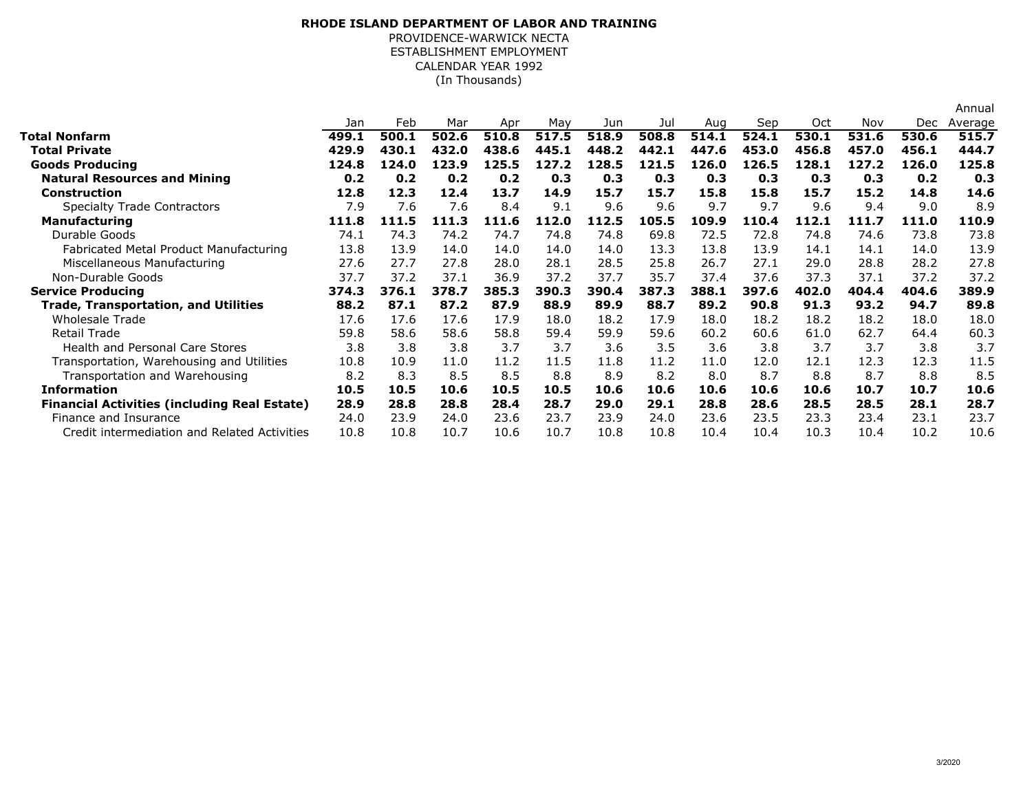**RHODE ISLAND DEPARTMENT OF LABOR AND TRAINING**

PROVIDENCE-WARWICK NECTA

ESTABLISHMENT EMPLOYMENT

CALENDAR YEAR 1992

(In Thousands)

| | Jan | Feb | Mar | Apr | May | Jun | Jul | Aug | Sep | Oct | Nov | Dec | Annual Average |
|---|---|---|---|---|---|---|---|---|---|---|---|---|---|
| **Total Nonfarm** | **499.1** | **500.1** | **502.6** | **510.8** | **517.5** | **518.9** | **508.8** | **514.1** | **524.1** | **530.1** | **531.6** | **530.6** | **515.7** |
| **Total Private** | **429.9** | **430.1** | **432.0** | **438.6** | **445.1** | **448.2** | **442.1** | **447.6** | **453.0** | **456.8** | **457.0** | **456.1** | **444.7** |
| **Goods Producing** | **124.8** | **124.0** | **123.9** | **125.5** | **127.2** | **128.5** | **121.5** | **126.0** | **126.5** | **128.1** | **127.2** | **126.0** | **125.8** |
| **Natural Resources and Mining** | **0.2** | **0.2** | **0.2** | **0.2** | **0.3** | **0.3** | **0.3** | **0.3** | **0.3** | **0.3** | **0.3** | **0.2** | **0.3** |
| **Construction** | **12.8** | **12.3** | **12.4** | **13.7** | **14.9** | **15.7** | **15.7** | **15.8** | **15.8** | **15.7** | **15.2** | **14.8** | **14.6** |
| Specialty Trade Contractors | 7.9 | 7.6 | 7.6 | 8.4 | 9.1 | 9.6 | 9.6 | 9.7 | 9.7 | 9.6 | 9.4 | 9.0 | 8.9 |
| **Manufacturing** | **111.8** | **111.5** | **111.3** | **111.6** | **112.0** | **112.5** | **105.5** | **109.9** | **110.4** | **112.1** | **111.7** | **111.0** | **110.9** |
| Durable Goods | 74.1 | 74.3 | 74.2 | 74.7 | 74.8 | 74.8 | 69.8 | 72.5 | 72.8 | 74.8 | 74.6 | 73.8 | 73.8 |
| Fabricated Metal Product Manufacturing | 13.8 | 13.9 | 14.0 | 14.0 | 14.0 | 14.0 | 13.3 | 13.8 | 13.9 | 14.1 | 14.1 | 14.0 | 13.9 |
| Miscellaneous Manufacturing | 27.6 | 27.7 | 27.8 | 28.0 | 28.1 | 28.5 | 25.8 | 26.7 | 27.1 | 29.0 | 28.8 | 28.2 | 27.8 |
| Non-Durable Goods | 37.7 | 37.2 | 37.1 | 36.9 | 37.2 | 37.7 | 35.7 | 37.4 | 37.6 | 37.3 | 37.1 | 37.2 | 37.2 |
| **Service Producing** | **374.3** | **376.1** | **378.7** | **385.3** | **390.3** | **390.4** | **387.3** | **388.1** | **397.6** | **402.0** | **404.4** | **404.6** | **389.9** |
| **Trade, Transportation, and Utilities** | **88.2** | **87.1** | **87.2** | **87.9** | **88.9** | **89.9** | **88.7** | **89.2** | **90.8** | **91.3** | **93.2** | **94.7** | **89.8** |
| Wholesale Trade | 17.6 | 17.6 | 17.6 | 17.9 | 18.0 | 18.2 | 17.9 | 18.0 | 18.2 | 18.2 | 18.2 | 18.0 | 18.0 |
| Retail Trade | 59.8 | 58.6 | 58.6 | 58.8 | 59.4 | 59.9 | 59.6 | 60.2 | 60.6 | 61.0 | 62.7 | 64.4 | 60.3 |
| Health and Personal Care Stores | 3.8 | 3.8 | 3.8 | 3.7 | 3.7 | 3.6 | 3.5 | 3.6 | 3.8 | 3.7 | 3.7 | 3.8 | 3.7 |
| Transportation, Warehousing and Utilities | 10.8 | 10.9 | 11.0 | 11.2 | 11.5 | 11.8 | 11.2 | 11.0 | 12.0 | 12.1 | 12.3 | 12.3 | 11.5 |
| Transportation and Warehousing | 8.2 | 8.3 | 8.5 | 8.5 | 8.8 | 8.9 | 8.2 | 8.0 | 8.7 | 8.8 | 8.7 | 8.8 | 8.5 |
| **Information** | **10.5** | **10.5** | **10.6** | **10.5** | **10.5** | **10.6** | **10.6** | **10.6** | **10.6** | **10.6** | **10.7** | **10.7** | **10.6** |
| **Financial Activities (including Real Estate)** | **28.9** | **28.8** | **28.8** | **28.4** | **28.7** | **29.0** | **29.1** | **28.8** | **28.6** | **28.5** | **28.5** | **28.1** | **28.7** |
| Finance and Insurance | 24.0 | 23.9 | 24.0 | 23.6 | 23.7 | 23.9 | 24.0 | 23.6 | 23.5 | 23.3 | 23.4 | 23.1 | 23.7 |
| Credit intermediation and Related Activities | 10.8 | 10.8 | 10.7 | 10.6 | 10.7 | 10.8 | 10.8 | 10.4 | 10.4 | 10.3 | 10.4 | 10.2 | 10.6 |

3/2020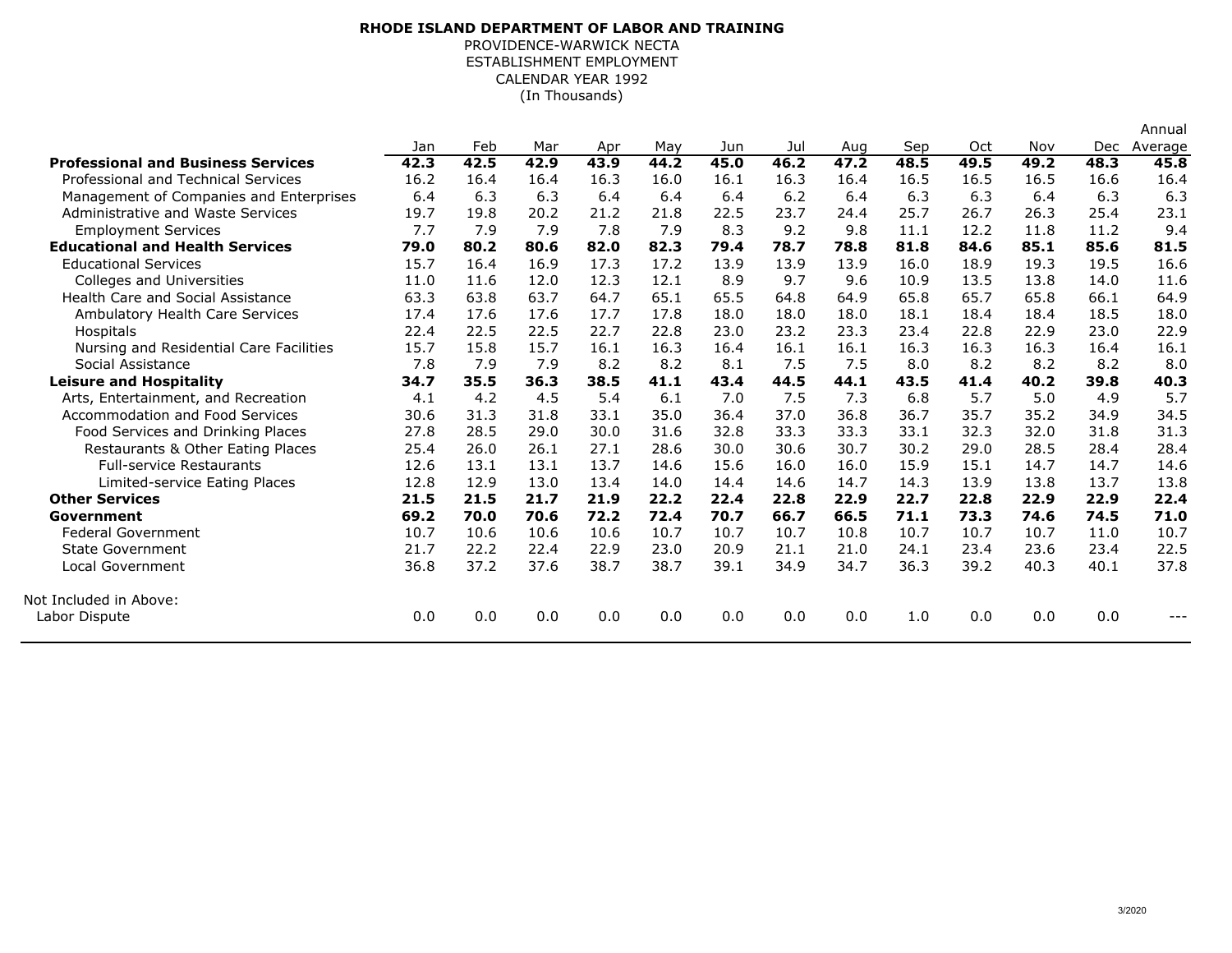**RHODE ISLAND DEPARTMENT OF LABOR AND TRAINING**
PROVIDENCE-WARWICK NECTA
ESTABLISHMENT EMPLOYMENT
CALENDAR YEAR 1992
(In Thousands)

| | Jan | Feb | Mar | Apr | May | Jun | Jul | Aug | Sep | Oct | Nov | Dec | Annual Average |
|---|---|---|---|---|---|---|---|---|---|---|---|---|---|
| **Professional and Business Services** | **42.3** | **42.5** | **42.9** | **43.9** | **44.2** | **45.0** | **46.2** | **47.2** | **48.5** | **49.5** | **49.2** | **48.3** | **45.8** |
| Professional and Technical Services | 16.2 | 16.4 | 16.4 | 16.3 | 16.0 | 16.1 | 16.3 | 16.4 | 16.5 | 16.5 | 16.5 | 16.6 | 16.4 |
| Management of Companies and Enterprises | 6.4 | 6.3 | 6.3 | 6.4 | 6.4 | 6.4 | 6.2 | 6.4 | 6.3 | 6.3 | 6.4 | 6.3 | 6.3 |
| Administrative and Waste Services | 19.7 | 19.8 | 20.2 | 21.2 | 21.8 | 22.5 | 23.7 | 24.4 | 25.7 | 26.7 | 26.3 | 25.4 | 23.1 |
| Employment Services | 7.7 | 7.9 | 7.9 | 7.8 | 7.9 | 8.3 | 9.2 | 9.8 | 11.1 | 12.2 | 11.8 | 11.2 | 9.4 |
| **Educational and Health Services** | **79.0** | **80.2** | **80.6** | **82.0** | **82.3** | **79.4** | **78.7** | **78.8** | **81.8** | **84.6** | **85.1** | **85.6** | **81.5** |
| Educational Services | 15.7 | 16.4 | 16.9 | 17.3 | 17.2 | 13.9 | 13.9 | 13.9 | 16.0 | 18.9 | 19.3 | 19.5 | 16.6 |
| Colleges and Universities | 11.0 | 11.6 | 12.0 | 12.3 | 12.1 | 8.9 | 9.7 | 9.6 | 10.9 | 13.5 | 13.8 | 14.0 | 11.6 |
| Health Care and Social Assistance | 63.3 | 63.8 | 63.7 | 64.7 | 65.1 | 65.5 | 64.8 | 64.9 | 65.8 | 65.7 | 65.8 | 66.1 | 64.9 |
| Ambulatory Health Care Services | 17.4 | 17.6 | 17.6 | 17.7 | 17.8 | 18.0 | 18.0 | 18.0 | 18.1 | 18.4 | 18.4 | 18.5 | 18.0 |
| Hospitals | 22.4 | 22.5 | 22.5 | 22.7 | 22.8 | 23.0 | 23.2 | 23.3 | 23.4 | 22.8 | 22.9 | 23.0 | 22.9 |
| Nursing and Residential Care Facilities | 15.7 | 15.8 | 15.7 | 16.1 | 16.3 | 16.4 | 16.1 | 16.1 | 16.3 | 16.3 | 16.3 | 16.4 | 16.1 |
| Social Assistance | 7.8 | 7.9 | 7.9 | 8.2 | 8.2 | 8.1 | 7.5 | 7.5 | 8.0 | 8.2 | 8.2 | 8.2 | 8.0 |
| **Leisure and Hospitality** | **34.7** | **35.5** | **36.3** | **38.5** | **41.1** | **43.4** | **44.5** | **44.1** | **43.5** | **41.4** | **40.2** | **39.8** | **40.3** |
| Arts, Entertainment, and Recreation | 4.1 | 4.2 | 4.5 | 5.4 | 6.1 | 7.0 | 7.5 | 7.3 | 6.8 | 5.7 | 5.0 | 4.9 | 5.7 |
| Accommodation and Food Services | 30.6 | 31.3 | 31.8 | 33.1 | 35.0 | 36.4 | 37.0 | 36.8 | 36.7 | 35.7 | 35.2 | 34.9 | 34.5 |
| Food Services and Drinking Places | 27.8 | 28.5 | 29.0 | 30.0 | 31.6 | 32.8 | 33.3 | 33.3 | 33.1 | 32.3 | 32.0 | 31.8 | 31.3 |
| Restaurants & Other Eating Places | 25.4 | 26.0 | 26.1 | 27.1 | 28.6 | 30.0 | 30.6 | 30.7 | 30.2 | 29.0 | 28.5 | 28.4 | 28.4 |
| Full-service Restaurants | 12.6 | 13.1 | 13.1 | 13.7 | 14.6 | 15.6 | 16.0 | 16.0 | 15.9 | 15.1 | 14.7 | 14.7 | 14.6 |
| Limited-service Eating Places | 12.8 | 12.9 | 13.0 | 13.4 | 14.0 | 14.4 | 14.6 | 14.7 | 14.3 | 13.9 | 13.8 | 13.7 | 13.8 |
| **Other Services** | **21.5** | **21.5** | **21.7** | **21.9** | **22.2** | **22.4** | **22.8** | **22.9** | **22.7** | **22.8** | **22.9** | **22.9** | **22.4** |
| **Government** | **69.2** | **70.0** | **70.6** | **72.2** | **72.4** | **70.7** | **66.7** | **66.5** | **71.1** | **73.3** | **74.6** | **74.5** | **71.0** |
| Federal Government | 10.7 | 10.6 | 10.6 | 10.6 | 10.7 | 10.7 | 10.7 | 10.8 | 10.7 | 10.7 | 10.7 | 11.0 | 10.7 |
| State Government | 21.7 | 22.2 | 22.4 | 22.9 | 23.0 | 20.9 | 21.1 | 21.0 | 24.1 | 23.4 | 23.6 | 23.4 | 22.5 |
| Local Government | 36.8 | 37.2 | 37.6 | 38.7 | 38.7 | 39.1 | 34.9 | 34.7 | 36.3 | 39.2 | 40.3 | 40.1 | 37.8 |
| Not Included in Above: | | | | | | | | | | | | | |
| Labor Dispute | 0.0 | 0.0 | 0.0 | 0.0 | 0.0 | 0.0 | 0.0 | 0.0 | 1.0 | 0.0 | 0.0 | 0.0 | --- |

3/2020